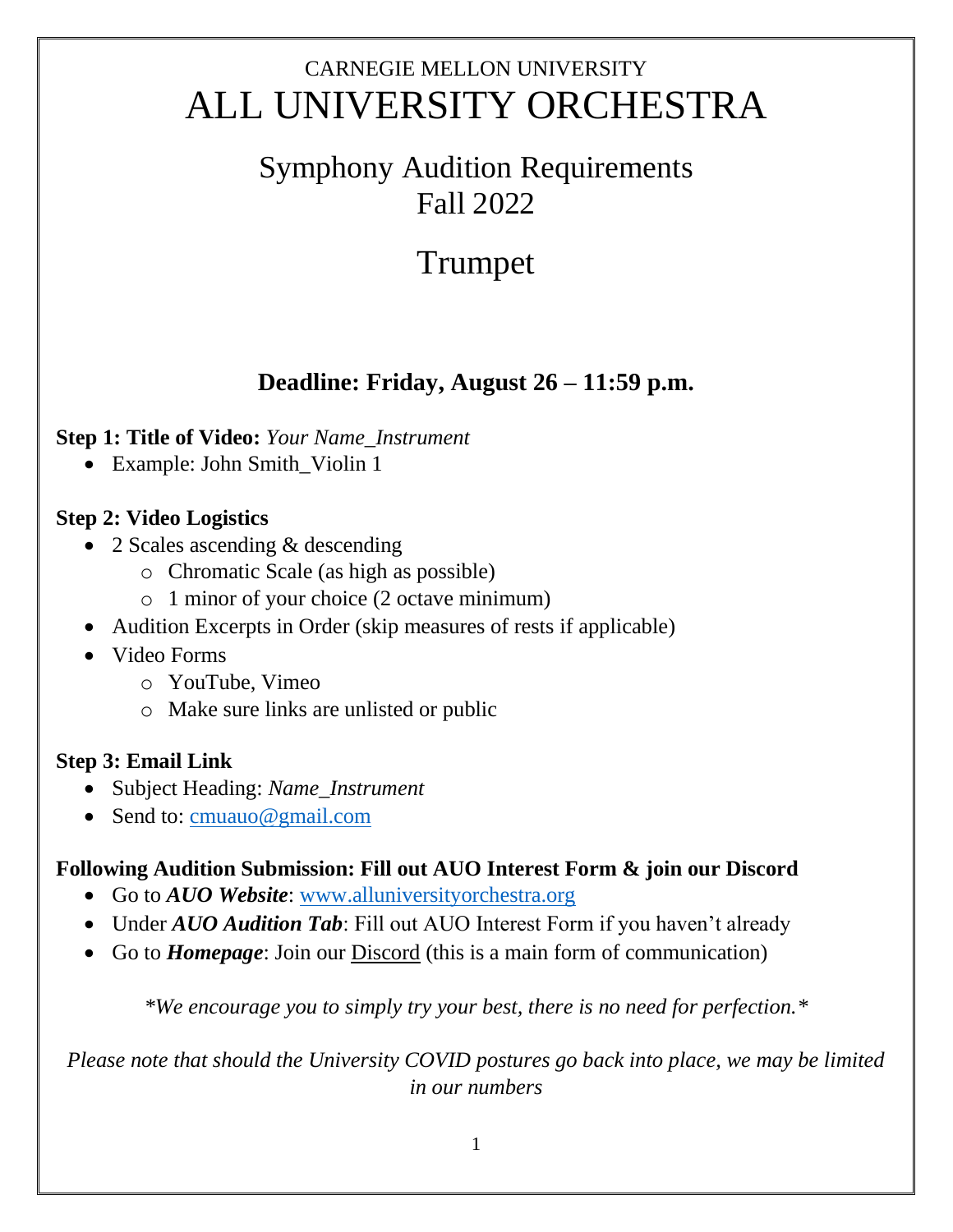CARNEGIE MELLON UNIVERSITY

# ALL UNIVERSITY ORCHESTRA

## Symphony Audition Requirements
## Fall 2022

# Trumpet

### Deadline: Friday, August 26 – 11:59 p.m.

**Step 1: Title of Video:** *Your Name_Instrument*

- Example: John Smith_Violin 1

**Step 2: Video Logistics**

- 2 Scales ascending & descending
  - Chromatic Scale (as high as possible)
  - 1 minor of your choice (2 octave minimum)
- Audition Excerpts in Order (skip measures of rests if applicable)
- Video Forms
  - YouTube, Vimeo
  - Make sure links are unlisted or public

**Step 3: Email Link**

- Subject Heading: *Name_Instrument*
- Send to: cmuauo@gmail.com

**Following Audition Submission: Fill out AUO Interest Form & join our Discord**

- Go to ***AUO Website***: www.alluniversityorchestra.org
- Under ***AUO Audition Tab***: Fill out AUO Interest Form if you haven't already
- Go to ***Homepage***: Join our Discord (this is a main form of communication)

*\*We encourage you to simply try your best, there is no need for perfection.\**

*Please note that should the University COVID postures go back into place, we may be limited in our numbers*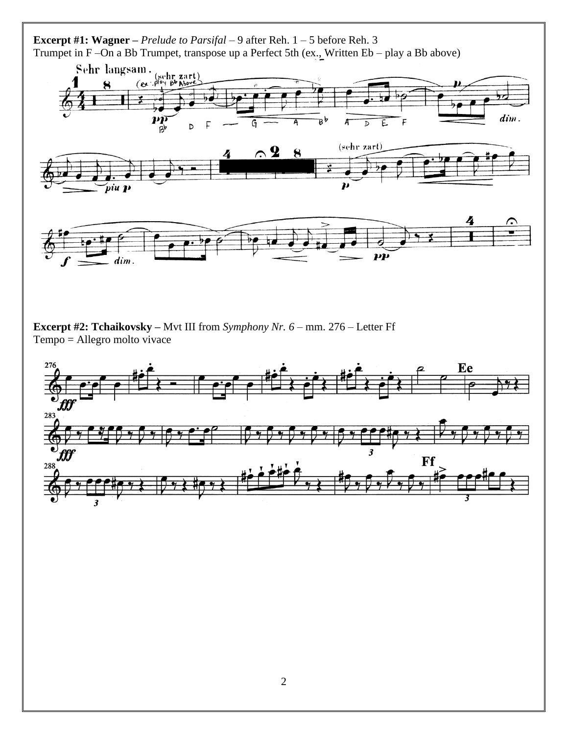**Excerpt #1: Wagner –** *Prelude to Parsifal* – 9 after Reh. 1 – 5 before Reh. 3
Trumpet in F –On a Bb Trumpet, transpose up a Perfect 5th (ex., Written Eb – play a Bb above)

**Excerpt #2: Tchaikovsky –** Mvt III from *Symphony Nr. 6* – mm. 276 – Letter Ff
Tempo = Allegro molto vivace